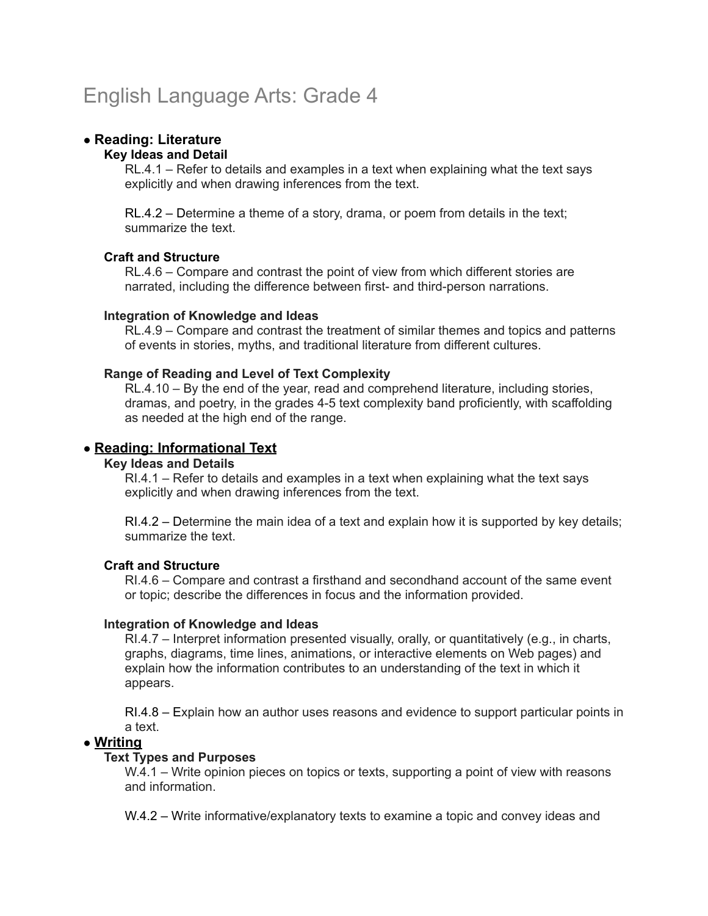# English Language Arts: Grade 4

- **Reading: Literature**

### Key Ideas and Detail

RL.4.1 – Refer to details and examples in a text when explaining what the text says explicitly and when drawing inferences from the text.

RL.4.2 – Determine a theme of a story, drama, or poem from details in the text; summarize the text.

### Craft and Structure

RL.4.6 – Compare and contrast the point of view from which different stories are narrated, including the difference between first- and third-person narrations.

### Integration of Knowledge and Ideas

RL.4.9 – Compare and contrast the treatment of similar themes and topics and patterns of events in stories, myths, and traditional literature from different cultures.

### Range of Reading and Level of Text Complexity

RL.4.10 – By the end of the year, read and comprehend literature, including stories, dramas, and poetry, in the grades 4-5 text complexity band proficiently, with scaffolding as needed at the high end of the range.

- **Reading: Informational Text**

### Key Ideas and Details

RI.4.1 – Refer to details and examples in a text when explaining what the text says explicitly and when drawing inferences from the text.

RI.4.2 – Determine the main idea of a text and explain how it is supported by key details; summarize the text.

### Craft and Structure

RI.4.6 – Compare and contrast a firsthand and secondhand account of the same event or topic; describe the differences in focus and the information provided.

### Integration of Knowledge and Ideas

RI.4.7 – Interpret information presented visually, orally, or quantitatively (e.g., in charts, graphs, diagrams, time lines, animations, or interactive elements on Web pages) and explain how the information contributes to an understanding of the text in which it appears.

RI.4.8 – Explain how an author uses reasons and evidence to support particular points in a text.

- **Writing**

### Text Types and Purposes

W.4.1 – Write opinion pieces on topics or texts, supporting a point of view with reasons and information.

W.4.2 – Write informative/explanatory texts to examine a topic and convey ideas and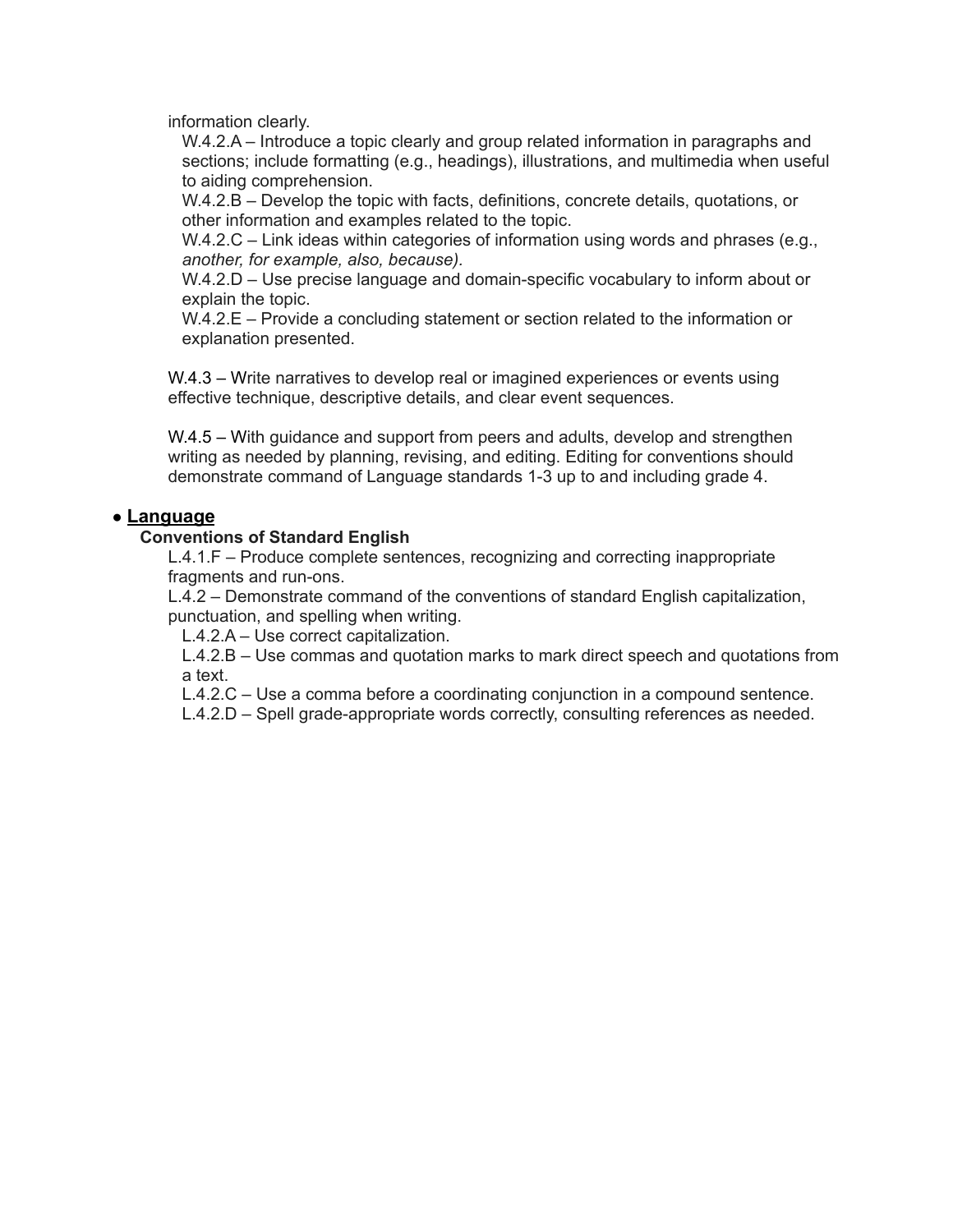information clearly.

- W.4.2.A – Introduce a topic clearly and group related information in paragraphs and sections; include formatting (e.g., headings), illustrations, and multimedia when useful to aiding comprehension.
- W.4.2.B – Develop the topic with facts, definitions, concrete details, quotations, or other information and examples related to the topic.
- W.4.2.C – Link ideas within categories of information using words and phrases (e.g., *another, for example, also, because).*
- W.4.2.D – Use precise language and domain-specific vocabulary to inform about or explain the topic.
- W.4.2.E – Provide a concluding statement or section related to the information or explanation presented.

W.4.3 – Write narratives to develop real or imagined experiences or events using effective technique, descriptive details, and clear event sequences.

W.4.5 – With guidance and support from peers and adults, develop and strengthen writing as needed by planning, revising, and editing. Editing for conventions should demonstrate command of Language standards 1-3 up to and including grade 4.

- **Language**

**Conventions of Standard English**

L.4.1.F – Produce complete sentences, recognizing and correcting inappropriate fragments and run-ons.

L.4.2 – Demonstrate command of the conventions of standard English capitalization, punctuation, and spelling when writing.

- L.4.2.A – Use correct capitalization.
- L.4.2.B – Use commas and quotation marks to mark direct speech and quotations from a text.
- L.4.2.C – Use a comma before a coordinating conjunction in a compound sentence.
- L.4.2.D – Spell grade-appropriate words correctly, consulting references as needed.